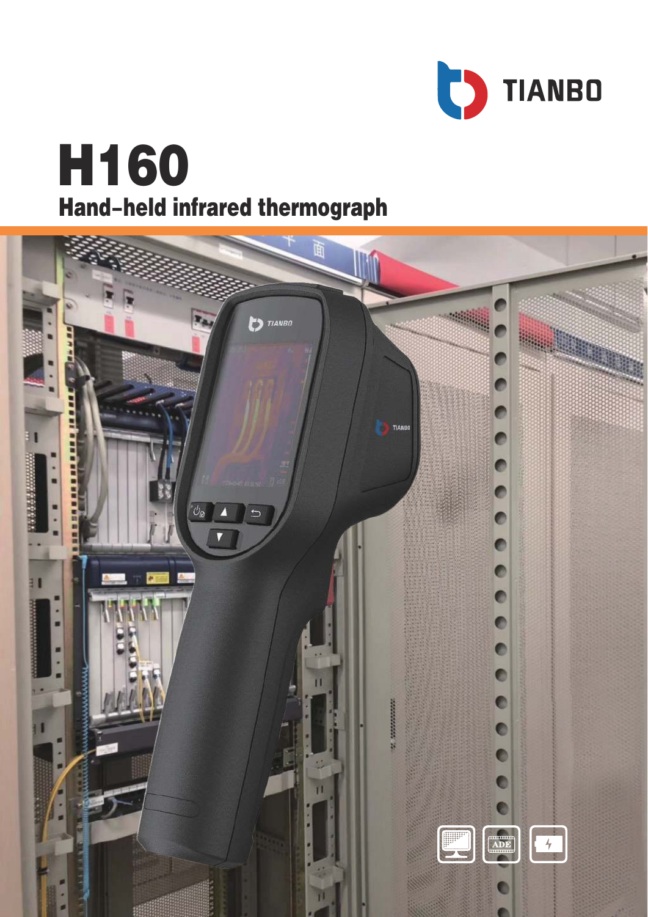TIANBO

# H160

## Hand-held infrared thermograph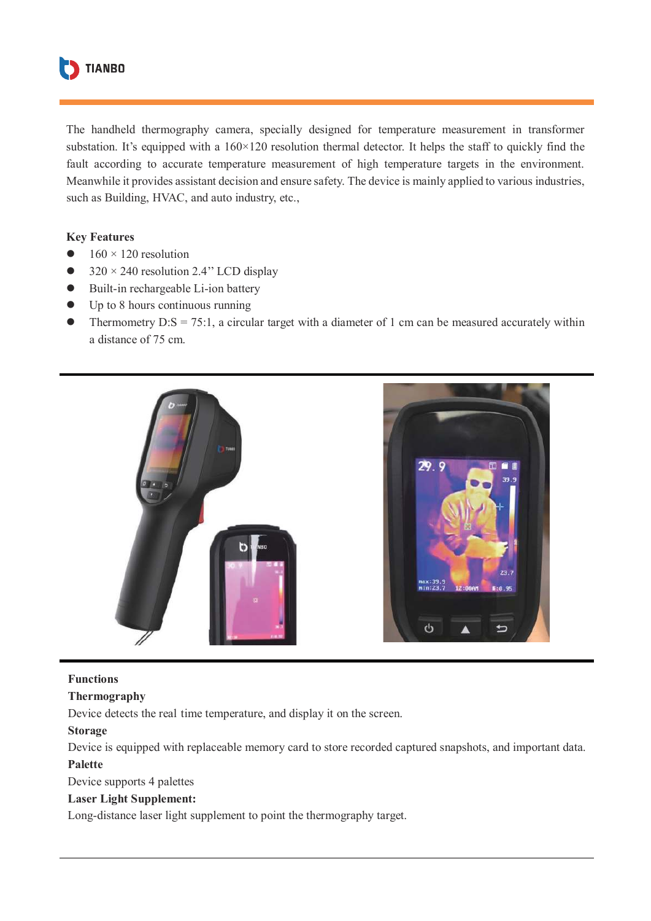The handheld thermography camera, specially designed for temperature measurement in transformer substation. It's equipped with a 160×120 resolution thermal detector. It helps the staff to quickly find the fault according to accurate temperature measurement of high temperature targets in the environment. Meanwhile it provides assistant decision and ensure safety. The device is mainly applied to various industries, such as Building, HVAC, and auto industry, etc.,

**Key Features**

- 160 × 120 resolution
- 320 × 240 resolution 2.4'' LCD display
- Built-in rechargeable Li-ion battery
- Up to 8 hours continuous running
- Thermometry D:S = 75:1, a circular target with a diameter of 1 cm can be measured accurately within a distance of 75 cm.

**Functions**

**Thermography**

Device detects the real time temperature, and display it on the screen.

**Storage**

Device is equipped with replaceable memory card to store recorded captured snapshots, and important data.

**Palette**

Device supports 4 palettes

**Laser Light Supplement:**

Long-distance laser light supplement to point the thermography target.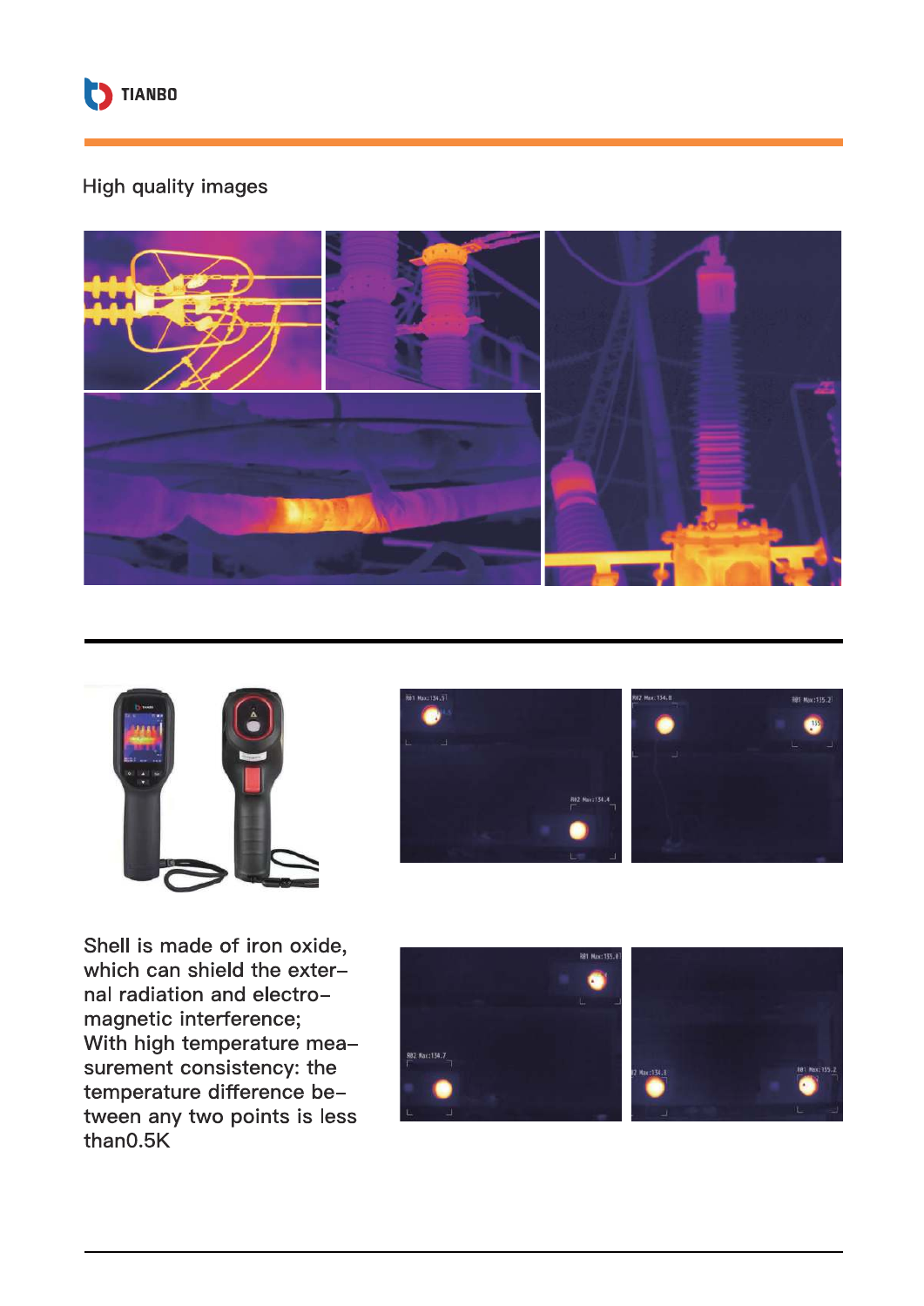## High quality images

Shell is made of iron oxide, which can shield the external radiation and electromagnetic interference;
With high temperature measurement consistency: the temperature difference between any two points is less than0.5K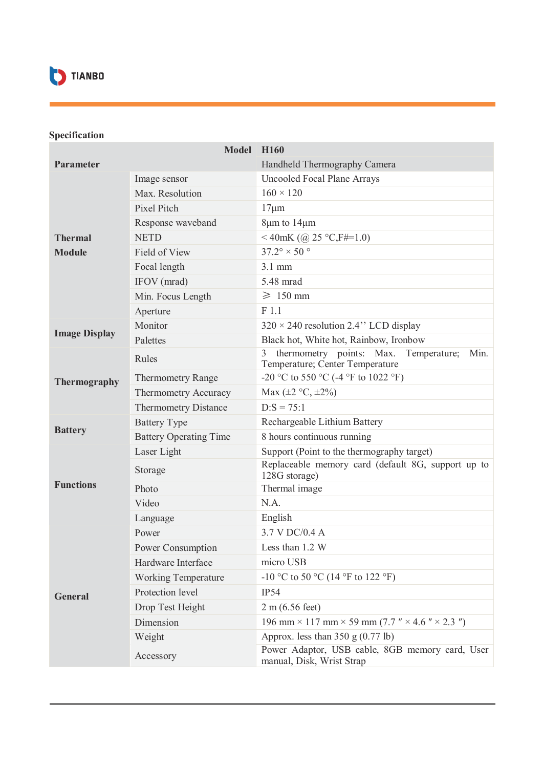**Specification**

| Parameter | Model | H160 |
|---|---|---|
| | | Handheld Thermography Camera |
| Thermal Module | Image sensor | Uncooled Focal Plane Arrays |
| | Max. Resolution | 160 × 120 |
| | Pixel Pitch | 17µm |
| | Response waveband | 8µm to 14µm |
| | NETD | < 40mK (@ 25 °C,F#=1.0) |
| | Field of View | 37.2° × 50 ° |
| | Focal length | 3.1 mm |
| | IFOV (mrad) | 5.48 mrad |
| | Min. Focus Length | ⩾ 150 mm |
| | Aperture | F 1.1 |
| Image Display | Monitor | 320 × 240 resolution 2.4'' LCD display |
| | Palettes | Black hot, White hot, Rainbow, Ironbow |
| Thermography | Rules | 3 thermometry points: Max. Temperature; Min. Temperature; Center Temperature |
| | Thermometry Range | -20 °C to 550 °C (-4 °F to 1022 °F) |
| | Thermometry Accuracy | Max (±2 °C, ±2%) |
| | Thermometry Distance | D:S = 75:1 |
| Battery | Battery Type | Rechargeable Lithium Battery |
| | Battery Operating Time | 8 hours continuous running |
| Functions | Laser Light | Support (Point to the thermography target) |
| | Storage | Replaceable memory card (default 8G, support up to 128G storage) |
| | Photo | Thermal image |
| | Video | N.A. |
| | Language | English |
| General | Power | 3.7 V DC/0.4 A |
| | Power Consumption | Less than 1.2 W |
| | Hardware Interface | micro USB |
| | Working Temperature | -10 °C to 50 °C (14 °F to 122 °F) |
| | Protection level | IP54 |
| | Drop Test Height | 2 m (6.56 feet) |
| | Dimension | 196 mm × 117 mm × 59 mm (7.7 ″ × 4.6 ″ × 2.3 ″) |
| | Weight | Approx. less than 350 g (0.77 lb) |
| | Accessory | Power Adaptor, USB cable, 8GB memory card, User manual, Disk, Wrist Strap |